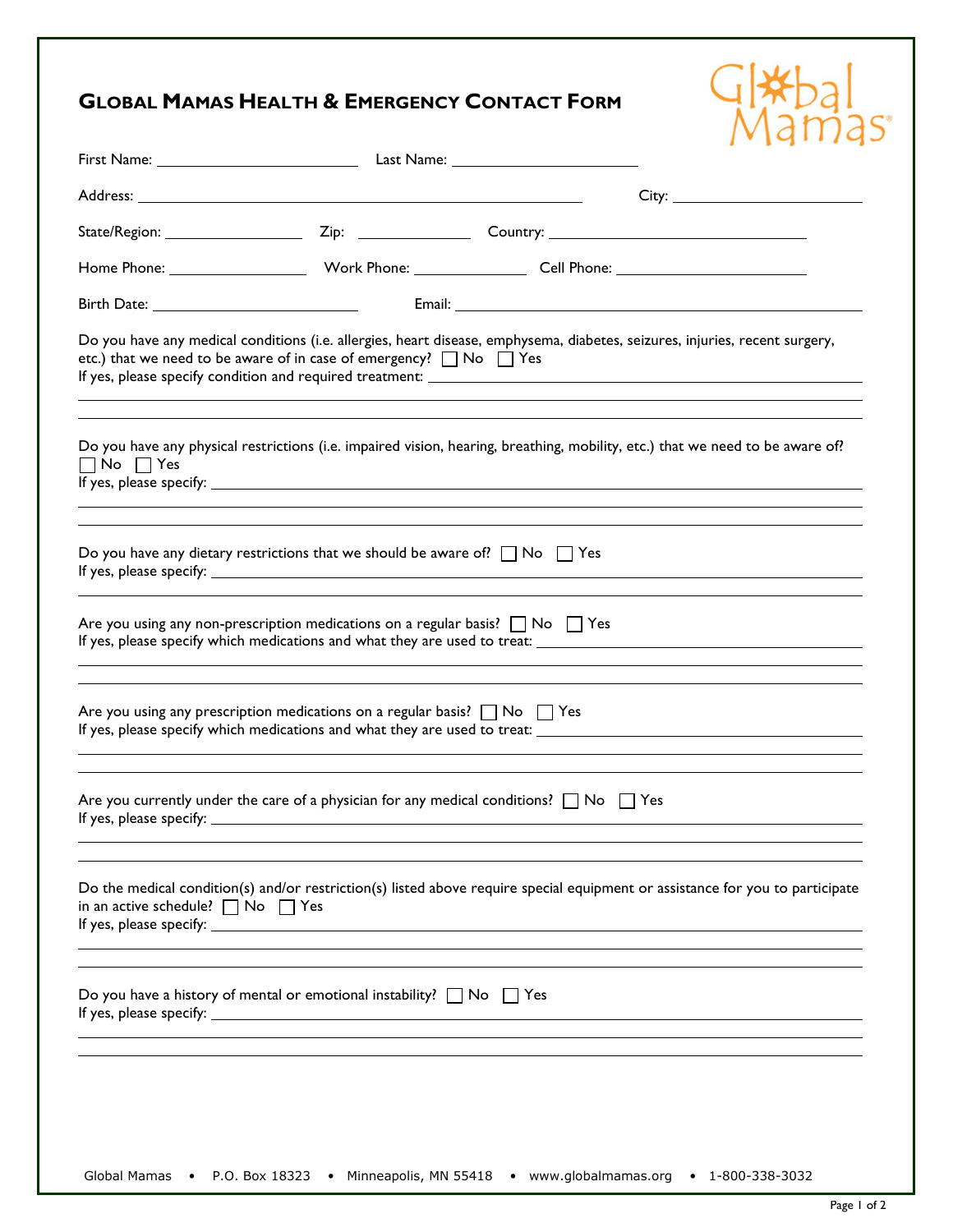# GLOBAL MAMAS HEALTH & EMERGENCY CONTACT FORM

Global Mamas

First Name: ______________________ Last Name: ______________________

Address: ______________________________________________ City: ____________________

State/Region: ______________ Zip: ____________ Country: ____________________________

Home Phone: ______________ Work Phone: ____________ Cell Phone: ____________________

Birth Date: ______________________ Email: ____________________________________________

Do you have any medical conditions (i.e. allergies, heart disease, emphysema, diabetes, seizures, injuries, recent surgery, etc.) that we need to be aware of in case of emergency? ☐ No ☐ Yes
If yes, please specify condition and required treatment: ____________________________________________

Do you have any physical restrictions (i.e. impaired vision, hearing, breathing, mobility, etc.) that we need to be aware of? ☐ No ☐ Yes
If yes, please specify: ____________________________________________

Do you have any dietary restrictions that we should be aware of? ☐ No ☐ Yes
If yes, please specify: ____________________________________________

Are you using any non-prescription medications on a regular basis? ☐ No ☐ Yes
If yes, please specify which medications and what they are used to treat: ____________________________________________

Are you using any prescription medications on a regular basis? ☐ No ☐ Yes
If yes, please specify which medications and what they are used to treat: ____________________________________________

Are you currently under the care of a physician for any medical conditions? ☐ No ☐ Yes
If yes, please specify: ____________________________________________

Do the medical condition(s) and/or restriction(s) listed above require special equipment or assistance for you to participate in an active schedule? ☐ No ☐ Yes
If yes, please specify: ____________________________________________

Do you have a history of mental or emotional instability? ☐ No ☐ Yes
If yes, please specify: ____________________________________________

Global Mamas • P.O. Box 18323 • Minneapolis, MN 55418 • www.globalmamas.org • 1-800-338-3032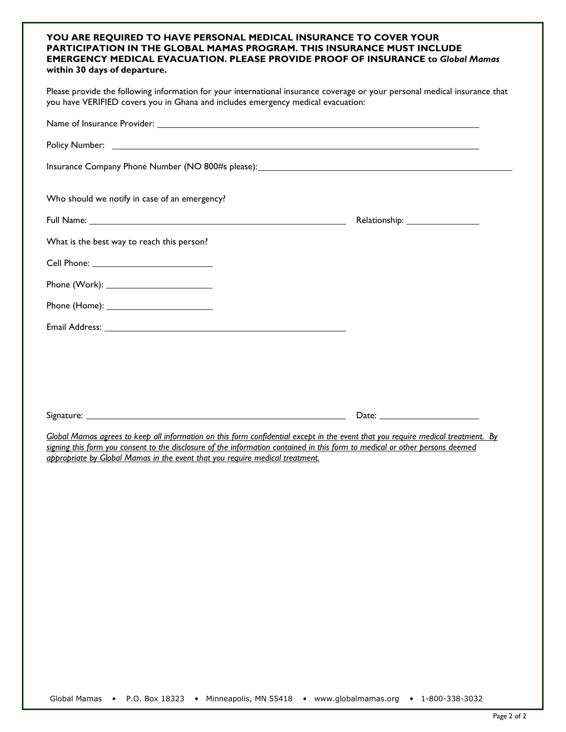**YOU ARE REQUIRED TO HAVE PERSONAL MEDICAL INSURANCE TO COVER YOUR PARTICIPATION IN THE GLOBAL MAMAS PROGRAM. THIS INSURANCE MUST INCLUDE EMERGENCY MEDICAL EVACUATION. PLEASE PROVIDE PROOF OF INSURANCE to *Global Mamas* within 30 days of departure.**

Please provide the following information for your international insurance coverage or your personal medical insurance that you have VERIFIED covers you in Ghana and includes emergency medical evacuation:

Name of Insurance Provider: ______________________________

Policy Number: ______________________________

Insurance Company Phone Number (NO 800#s please): ______________________________

Who should we notify in case of an emergency?

Full Name: ______________________________ Relationship: ______________

What is the best way to reach this person?

Cell Phone: ______________________

Phone (Work): ______________________

Phone (Home): ______________________

Email Address: ______________________________

Signature: ______________________________ Date: ______________

*Global Mamas agrees to keep all information on this form confidential except in the event that you require medical treatment. By signing this form you consent to the disclosure of the information contained in this form to medical or other persons deemed appropriate by Global Mamas in the event that you require medical treatment.*

Global Mamas • P.O. Box 18323 • Minneapolis, MN 55418 • www.globalmamas.org • 1-800-338-3032